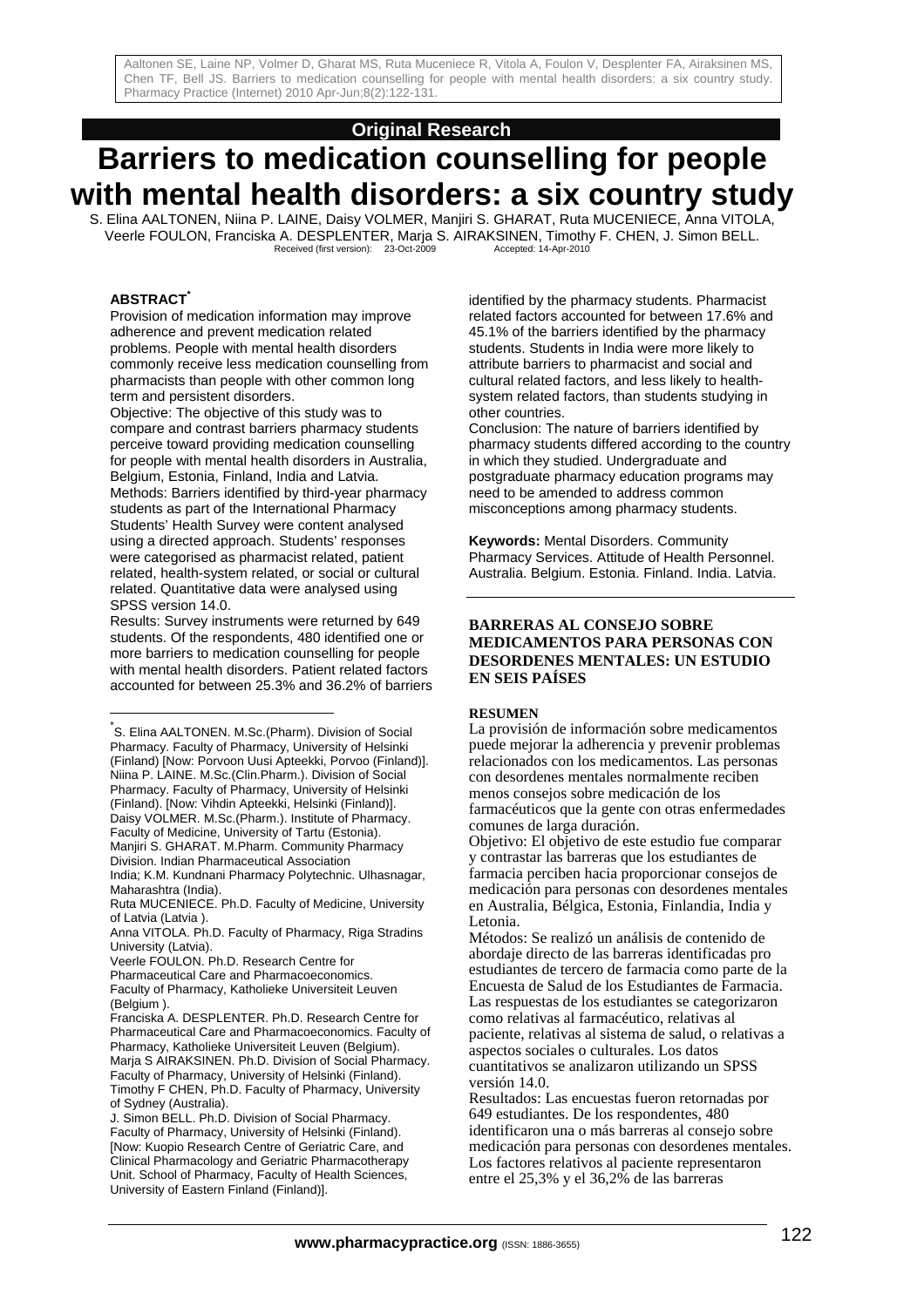Aaltonen SE, Laine NP, Volmer D, Gharat MS, Ruta Muceniece R, Vitola A, Foulon V, Desplenter FA, Airaksinen MS, Chen TF, Bell JS. Barriers to medication counselling for people with mental health disorders: a six country study. Pharmacy Practice (Internet) 2010 Apr-Jun;8(2):122-131.

**Original Research**

# Barriers to medication counselling for people with mental health disorders: a six country study

S. Elina AALTONEN, Niina P. LAINE, Daisy VOLMER, Manjiri S. GHARAT, Ruta MUCENIECE, Anna VITOLA, Veerle FOULON, Franciska A. DESPLENTER, Marja S. AIRAKSINEN, Timothy F. CHEN, J. Simon BELL.

Received (first version): 23-Oct-2009 Accepted: 14-Apr-2010

## ABSTRACT[*]

Provision of medication information may improve adherence and prevent medication related problems. People with mental health disorders commonly receive less medication counselling from pharmacists than people with other common long term and persistent disorders.

Objective: The objective of this study was to compare and contrast barriers pharmacy students perceive toward providing medication counselling for people with mental health disorders in Australia, Belgium, Estonia, Finland, India and Latvia.

Methods: Barriers identified by third-year pharmacy students as part of the International Pharmacy Students' Health Survey were content analysed using a directed approach. Students' responses were categorised as pharmacist related, patient related, health-system related, or social or cultural related. Quantitative data were analysed using SPSS version 14.0.

Results: Survey instruments were returned by 649 students. Of the respondents, 480 identified one or more barriers to medication counselling for people with mental health disorders. Patient related factors accounted for between 25.3% and 36.2% of barriers identified by the pharmacy students. Pharmacist related factors accounted for between 17.6% and 45.1% of the barriers identified by the pharmacy students. Students in India were more likely to attribute barriers to pharmacist and social and cultural related factors, and less likely to health-system related factors, than students studying in other countries.

Conclusion: The nature of barriers identified by pharmacy students differed according to the country in which they studied. Undergraduate and postgraduate pharmacy education programs may need to be amended to address common misconceptions among pharmacy students.

**Keywords:** Mental Disorders. Community Pharmacy Services. Attitude of Health Personnel. Australia. Belgium. Estonia. Finland. India. Latvia.

## BARRERAS AL CONSEJO SOBRE MEDICAMENTOS PARA PERSONAS CON DESORDENES MENTALES: UN ESTUDIO EN SEIS PAÍSES

### RESUMEN

La provisión de información sobre medicamentos puede mejorar la adherencia y prevenir problemas relacionados con los medicamentos. Las personas con desordenes mentales normalmente reciben menos consejos sobre medicación de los farmacéuticos que la gente con otras enfermedades comunes de larga duración.

Objetivo: El objetivo de este estudio fue comparar y contrastar las barreras que los estudiantes de farmacia perciben hacia proporcionar consejos de medicación para personas con desordenes mentales en Australia, Bélgica, Estonia, Finlandia, India y Letonia.

Métodos: Se realizó un análisis de contenido de abordaje directo de las barreras identificadas pro estudiantes de tercero de farmacia como parte de la Encuesta de Salud de los Estudiantes de Farmacia. Las respuestas de los estudiantes se categorizaron como relativas al farmacéutico, relativas al paciente, relativas al sistema de salud, o relativas a aspectos sociales o culturales. Los datos cuantitativos se analizaron utilizando un SPSS versión 14.0.

Resultados: Las encuestas fueron retornadas por 649 estudiantes. De los respondentes, 480 identificaron una o más barreras al consejo sobre medicación para personas con desordenes mentales. Los factores relativos al paciente representaron entre el 25,3% y el 36,2% de las barreras

---

[*] S. Elina AALTONEN. M.Sc.(Pharm). Division of Social Pharmacy. Faculty of Pharmacy, University of Helsinki (Finland) [Now: Porvoon Uusi Apteekki, Porvoo (Finland)].
Niina P. LAINE. M.Sc.(Clin.Pharm.). Division of Social Pharmacy. Faculty of Pharmacy, University of Helsinki (Finland). [Now: Vihdin Apteekki, Helsinki (Finland)].
Daisy VOLMER. M.Sc.(Pharm.). Institute of Pharmacy. Faculty of Medicine, University of Tartu (Estonia).
Manjiri S. GHARAT. M.Pharm. Community Pharmacy Division. Indian Pharmaceutical Association India; K.M. Kundnani Pharmacy Polytechnic. Ulhasnagar, Maharashtra (India).
Ruta MUCENIECE. Ph.D. Faculty of Medicine, University of Latvia (Latvia ).
Anna VITOLA. Ph.D. Faculty of Pharmacy, Riga Stradins University (Latvia).
Veerle FOULON. Ph.D. Research Centre for Pharmaceutical Care and Pharmacoeconomics. Faculty of Pharmacy, Katholieke Universiteit Leuven (Belgium ).
Franciska A. DESPLENTER. Ph.D. Research Centre for Pharmaceutical Care and Pharmacoeconomics. Faculty of Pharmacy, Katholieke Universiteit Leuven (Belgium).
Marja S AIRAKSINEN. Ph.D. Division of Social Pharmacy. Faculty of Pharmacy, University of Helsinki (Finland).
Timothy F CHEN, Ph.D. Faculty of Pharmacy, University of Sydney (Australia).
J. Simon BELL. Ph.D. Division of Social Pharmacy. Faculty of Pharmacy, University of Helsinki (Finland). [Now: Kuopio Research Centre of Geriatric Care, and Clinical Pharmacology and Geriatric Pharmacotherapy Unit. School of Pharmacy, Faculty of Health Sciences, University of Eastern Finland (Finland)].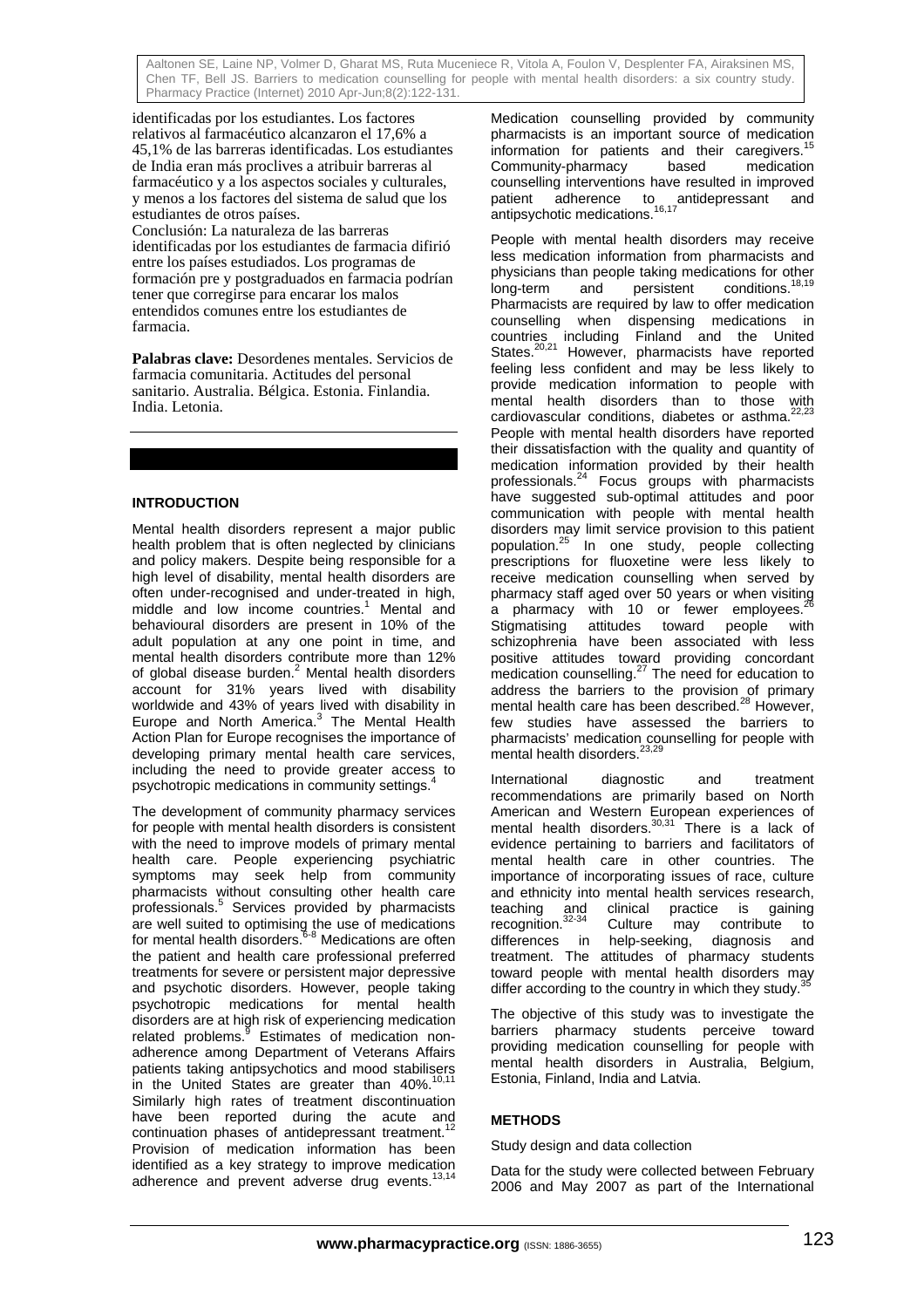identificadas por los estudiantes. Los factores relativos al farmacéutico alcanzaron el 17,6% a 45,1% de las barreras identificadas. Los estudiantes de India eran más proclives a atribuir barreras al farmacéutico y a los aspectos sociales y culturales, y menos a los factores del sistema de salud que los estudiantes de otros países.

Conclusión: La naturaleza de las barreras identificadas por los estudiantes de farmacia difirió entre los países estudiados. Los programas de formación pre y postgraduados en farmacia podrían tener que corregirse para encarar los malos entendidos comunes entre los estudiantes de farmacia.

**Palabras clave:** Desordenes mentales. Servicios de farmacia comunitaria. Actitudes del personal sanitario. Australia. Bélgica. Estonia. Finlandia. India. Letonia.

## INTRODUCTION

Mental health disorders represent a major public health problem that is often neglected by clinicians and policy makers. Despite being responsible for a high level of disability, mental health disorders are often under-recognised and under-treated in high, middle and low income countries.[1] Mental and behavioural disorders are present in 10% of the adult population at any one point in time, and mental health disorders contribute more than 12% of global disease burden.[2] Mental health disorders account for 31% years lived with disability worldwide and 43% of years lived with disability in Europe and North America.[3] The Mental Health Action Plan for Europe recognises the importance of developing primary mental health care services, including the need to provide greater access to psychotropic medications in community settings.[4]

The development of community pharmacy services for people with mental health disorders is consistent with the need to improve models of primary mental health care. People experiencing psychiatric symptoms may seek help from community pharmacists without consulting other health care professionals.[5] Services provided by pharmacists are well suited to optimising the use of medications for mental health disorders.[6-8] Medications are often the patient and health care professional preferred treatments for severe or persistent major depressive and psychotic disorders. However, people taking psychotropic medications for mental health disorders are at high risk of experiencing medication related problems.[9] Estimates of medication non-adherence among Department of Veterans Affairs patients taking antipsychotics and mood stabilisers in the United States are greater than 40%.[10,11] Similarly high rates of treatment discontinuation have been reported during the acute and continuation phases of antidepressant treatment.[12] Provision of medication information has been identified as a key strategy to improve medication adherence and prevent adverse drug events.[13,14]

Medication counselling provided by community pharmacists is an important source of medication information for patients and their caregivers.[15] Community-pharmacy based medication counselling interventions have resulted in improved patient adherence to antidepressant and antipsychotic medications.[16,17]

People with mental health disorders may receive less medication information from pharmacists and physicians than people taking medications for other long-term and persistent conditions.[18,19] Pharmacists are required by law to offer medication counselling when dispensing medications in countries including Finland and the United States.[20,21] However, pharmacists have reported feeling less confident and may be less likely to provide medication information to people with mental health disorders than to those with cardiovascular conditions, diabetes or asthma.[22,23] People with mental health disorders have reported their dissatisfaction with the quality and quantity of medication information provided by their health professionals.[24] Focus groups with pharmacists have suggested sub-optimal attitudes and poor communication with people with mental health disorders may limit service provision to this patient population.[25] In one study, people collecting prescriptions for fluoxetine were less likely to receive medication counselling when served by pharmacy staff aged over 50 years or when visiting a pharmacy with 10 or fewer employees.[26] Stigmatising attitudes toward people with schizophrenia have been associated with less positive attitudes toward providing concordant medication counselling.[27] The need for education to address the barriers to the provision of primary mental health care has been described.[28] However, few studies have assessed the barriers to pharmacists' medication counselling for people with mental health disorders.[23,29]

International diagnostic and treatment recommendations are primarily based on North American and Western European experiences of mental health disorders.[30,31] There is a lack of evidence pertaining to barriers and facilitators of mental health care in other countries. The importance of incorporating issues of race, culture and ethnicity into mental health services research, teaching and clinical practice is gaining recognition.[32-34] Culture may contribute to differences in help-seeking, diagnosis and treatment. The attitudes of pharmacy students toward people with mental health disorders may differ according to the country in which they study.[35]

The objective of this study was to investigate the barriers pharmacy students perceive toward providing medication counselling for people with mental health disorders in Australia, Belgium, Estonia, Finland, India and Latvia.

## METHODS

### Study design and data collection

Data for the study were collected between February 2006 and May 2007 as part of the International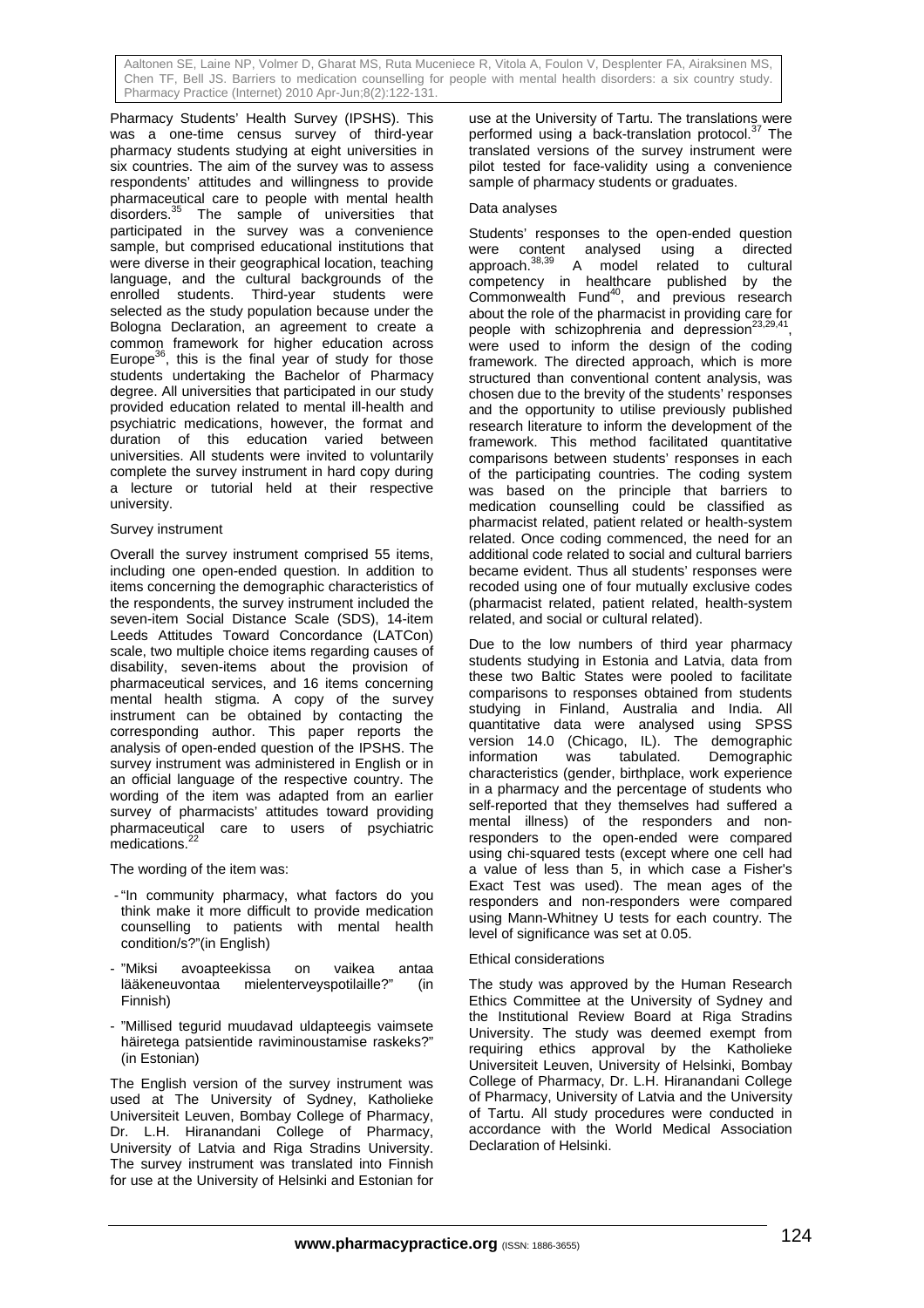Pharmacy Students' Health Survey (IPSHS). This was a one-time census survey of third-year pharmacy students studying at eight universities in six countries. The aim of the survey was to assess respondents' attitudes and willingness to provide pharmaceutical care to people with mental health disorders.[35] The sample of universities that participated in the survey was a convenience sample, but comprised educational institutions that were diverse in their geographical location, teaching language, and the cultural backgrounds of the enrolled students. Third-year students were selected as the study population because under the Bologna Declaration, an agreement to create a common framework for higher education across Europe[36], this is the final year of study for those students undertaking the Bachelor of Pharmacy degree. All universities that participated in our study provided education related to mental ill-health and psychiatric medications, however, the format and duration of this education varied between universities. All students were invited to voluntarily complete the survey instrument in hard copy during a lecture or tutorial held at their respective university.

### Survey instrument

Overall the survey instrument comprised 55 items, including one open-ended question. In addition to items concerning the demographic characteristics of the respondents, the survey instrument included the seven-item Social Distance Scale (SDS), 14-item Leeds Attitudes Toward Concordance (LATCon) scale, two multiple choice items regarding causes of disability, seven-items about the provision of pharmaceutical services, and 16 items concerning mental health stigma. A copy of the survey instrument can be obtained by contacting the corresponding author. This paper reports the analysis of open-ended question of the IPSHS. The survey instrument was administered in English or in an official language of the respective country. The wording of the item was adapted from an earlier survey of pharmacists' attitudes toward providing pharmaceutical care to users of psychiatric medications.[22]

The wording of the item was:

- "In community pharmacy, what factors do you think make it more difficult to provide medication counselling to patients with mental health condition/s?"(in English)
- "Miksi avoapteekissa on vaikea antaa lääkeneuvontaa mielenterveyspotilaille?" (in Finnish)
- "Millised tegurid muudavad uldapteegis vaimsete häiretega patsientide raviminoustamise raskeks?" (in Estonian)

The English version of the survey instrument was used at The University of Sydney, Katholieke Universiteit Leuven, Bombay College of Pharmacy, Dr. L.H. Hiranandani College of Pharmacy, University of Latvia and Riga Stradins University. The survey instrument was translated into Finnish for use at the University of Helsinki and Estonian for use at the University of Tartu. The translations were performed using a back-translation protocol.[37] The translated versions of the survey instrument were pilot tested for face-validity using a convenience sample of pharmacy students or graduates.

### Data analyses

Students' responses to the open-ended question were content analysed using a directed approach.[38,39] A model related to cultural competency in healthcare published by the Commonwealth Fund[40], and previous research about the role of the pharmacist in providing care for people with schizophrenia and depression[23,29,41], were used to inform the design of the coding framework. The directed approach, which is more structured than conventional content analysis, was chosen due to the brevity of the students' responses and the opportunity to utilise previously published research literature to inform the development of the framework. This method facilitated quantitative comparisons between students' responses in each of the participating countries. The coding system was based on the principle that barriers to medication counselling could be classified as pharmacist related, patient related or health-system related. Once coding commenced, the need for an additional code related to social and cultural barriers became evident. Thus all students' responses were recoded using one of four mutually exclusive codes (pharmacist related, patient related, health-system related, and social or cultural related).

Due to the low numbers of third year pharmacy students studying in Estonia and Latvia, data from these two Baltic States were pooled to facilitate comparisons to responses obtained from students studying in Finland, Australia and India. All quantitative data were analysed using SPSS version 14.0 (Chicago, IL). The demographic information was tabulated. Demographic characteristics (gender, birthplace, work experience in a pharmacy and the percentage of students who self-reported that they themselves had suffered a mental illness) of the responders and non-responders to the open-ended were compared using chi-squared tests (except where one cell had a value of less than 5, in which case a Fisher's Exact Test was used). The mean ages of the responders and non-responders were compared using Mann-Whitney U tests for each country. The level of significance was set at 0.05.

### Ethical considerations

The study was approved by the Human Research Ethics Committee at the University of Sydney and the Institutional Review Board at Riga Stradins University. The study was deemed exempt from requiring ethics approval by the Katholieke Universiteit Leuven, University of Helsinki, Bombay College of Pharmacy, Dr. L.H. Hiranandani College of Pharmacy, University of Latvia and the University of Tartu. All study procedures were conducted in accordance with the World Medical Association Declaration of Helsinki.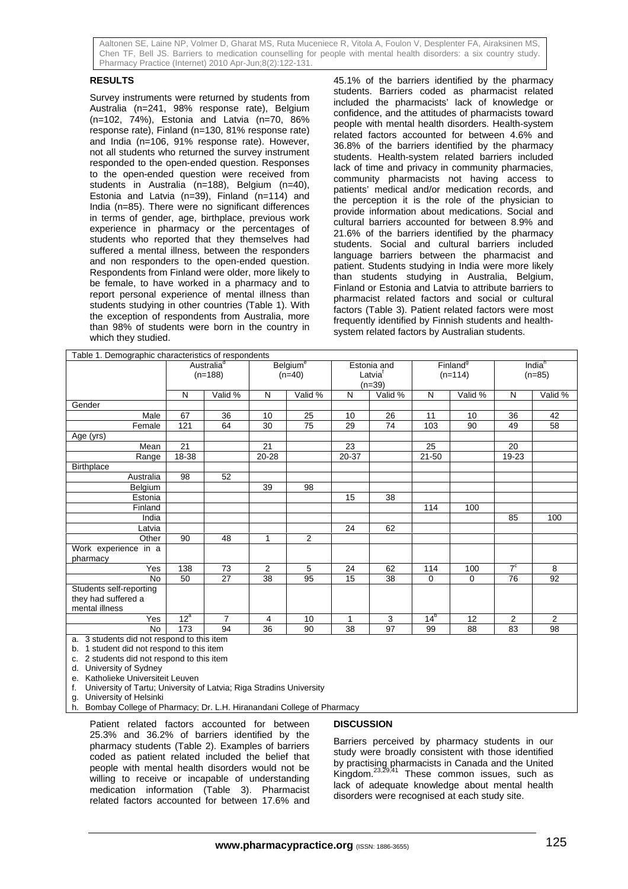## RESULTS

Survey instruments were returned by students from Australia (n=241, 98% response rate), Belgium (n=102, 74%), Estonia and Latvia (n=70, 86% response rate), Finland (n=130, 81% response rate) and India (n=106, 91% response rate). However, not all students who returned the survey instrument responded to the open-ended question. Responses to the open-ended question were received from students in Australia (n=188), Belgium (n=40), Estonia and Latvia (n=39), Finland (n=114) and India (n=85). There were no significant differences in terms of gender, age, birthplace, previous work experience in pharmacy or the percentages of students who reported that they themselves had suffered a mental illness, between the responders and non responders to the open-ended question. Respondents from Finland were older, more likely to be female, to have worked in a pharmacy and to report personal experience of mental illness than students studying in other countries (Table 1). With the exception of respondents from Australia, more than 98% of students were born in the country in which they studied.

45.1% of the barriers identified by the pharmacy students. Barriers coded as pharmacist related included the pharmacists' lack of knowledge or confidence, and the attitudes of pharmacists toward people with mental health disorders. Health-system related factors accounted for between 4.6% and 36.8% of the barriers identified by the pharmacy students. Health-system related barriers included lack of time and privacy in community pharmacies, community pharmacists not having access to patients' medical and/or medication records, and the perception it is the role of the physician to provide information about medications. Social and cultural barriers accounted for between 8.9% and 21.6% of the barriers identified by the pharmacy students. Social and cultural barriers included language barriers between the pharmacist and patient. Students studying in India were more likely than students studying in Australia, Belgium, Finland or Estonia and Latvia to attribute barriers to pharmacist related factors and social or cultural factors (Table 3). Patient related factors were most frequently identified by Finnish students and health-system related factors by Australian students.

Table 1. Demographic characteristics of respondents

| | Australia[d] (n=188) | | Belgium[e] (n=40) | | Estonia and Latvia[f] (n=39) | | Finland[g] (n=114) | | India[h] (n=85) | |
|---|---|---|---|---|---|---|---|---|---|---|
| | N | Valid % | N | Valid % | N | Valid % | N | Valid % | N | Valid % |
| Gender | | | | | | | | | | |
| Male | 67 | 36 | 10 | 25 | 10 | 26 | 11 | 10 | 36 | 42 |
| Female | 121 | 64 | 30 | 75 | 29 | 74 | 103 | 90 | 49 | 58 |
| Age (yrs) | | | | | | | | | | |
| Mean | 21 | | 21 | | 23 | | 25 | | 20 | |
| Range | 18-38 | | 20-28 | | 20-37 | | 21-50 | | 19-23 | |
| Birthplace | | | | | | | | | | |
| Australia | 98 | 52 | | | | | | | | |
| Belgium | | | 39 | 98 | | | | | | |
| Estonia | | | | | 15 | 38 | | | | |
| Finland | | | | | | | 114 | 100 | | |
| India | | | | | | | | | 85 | 100 |
| Latvia | | | | | 24 | 62 | | | | |
| Other | 90 | 48 | 1 | 2 | | | | | | |
| Work experience in a pharmacy | | | | | | | | | | |
| Yes | 138 | 73 | 2 | 5 | 24 | 62 | 114 | 100 | 7[c] | 8 |
| No | 50 | 27 | 38 | 95 | 15 | 38 | 0 | 0 | 76 | 92 |
| Students self-reporting they had suffered a mental illness | | | | | | | | | | |
| Yes | 12[a] | 7 | 4 | 10 | 1 | 3 | 14[b] | 12 | 2 | 2 |
| No | 173 | 94 | 36 | 90 | 38 | 97 | 99 | 88 | 83 | 98 |

a. 3 students did not respond to this item
b. 1 student did not respond to this item
c. 2 students did not respond to this item
d. University of Sydney
e. Katholieke Universiteit Leuven
f. University of Tartu; University of Latvia; Riga Stradins University
g. University of Helsinki
h. Bombay College of Pharmacy; Dr. L.H. Hiranandani College of Pharmacy

Patient related factors accounted for between 25.3% and 36.2% of barriers identified by the pharmacy students (Table 2). Examples of barriers coded as patient related included the belief that people with mental health disorders would not be willing to receive or incapable of understanding medication information (Table 3). Pharmacist related factors accounted for between 17.6% and

## DISCUSSION

Barriers perceived by pharmacy students in our study were broadly consistent with those identified by practising pharmacists in Canada and the United Kingdom.[23,29,41] These common issues, such as lack of adequate knowledge about mental health disorders were recognised at each study site.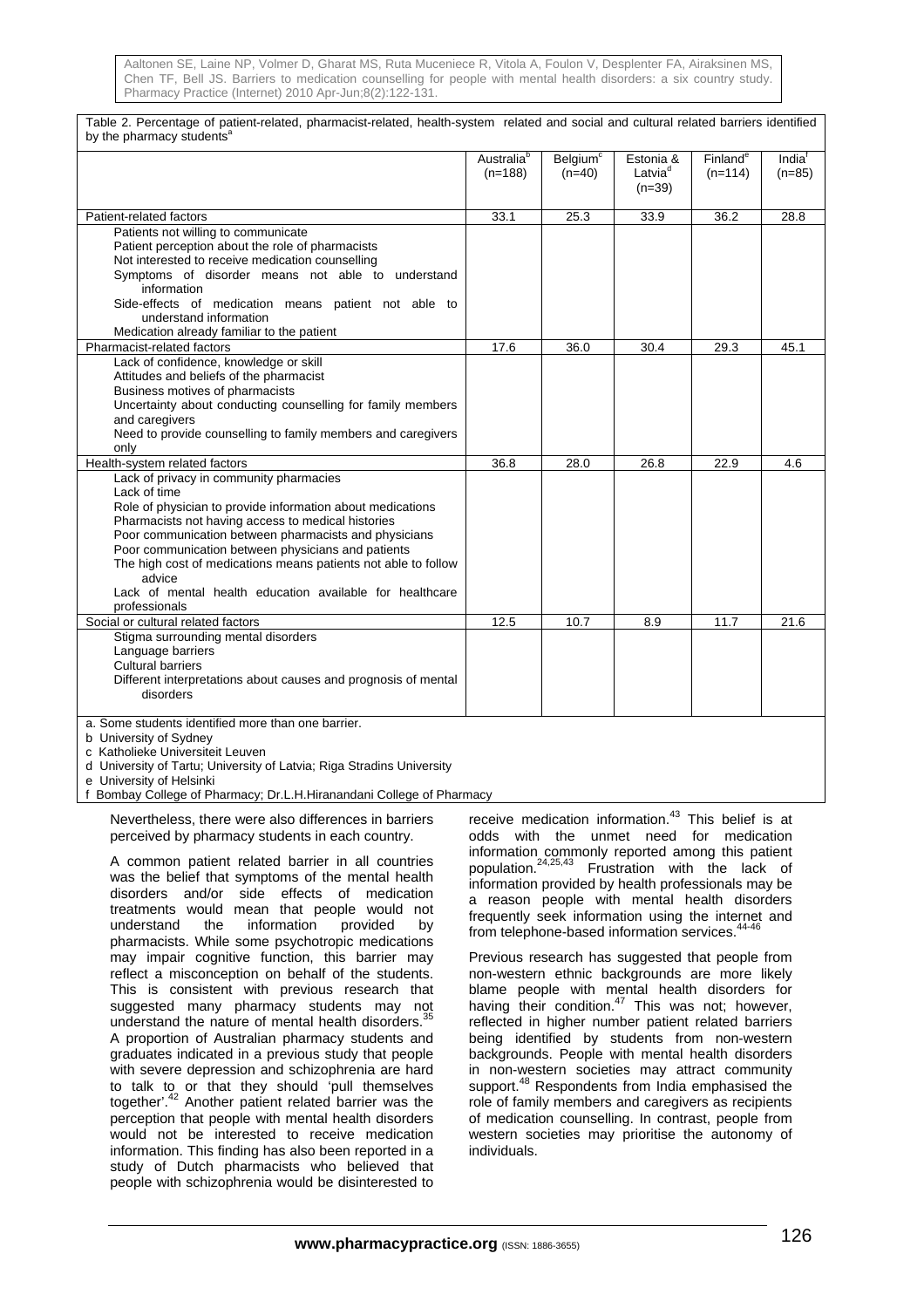Table 2. Percentage of patient-related, pharmacist-related, health-system related and social and cultural related barriers identified by the pharmacy students[a]

| | Australia[b] (n=188) | Belgium[c] (n=40) | Estonia & Latvia[d] (n=39) | Finland[e] (n=114) | India[f] (n=85) |
|---|---|---|---|---|---|
| Patient-related factors | 33.1 | 25.3 | 33.9 | 36.2 | 28.8 |
| Patients not willing to communicate<br>Patient perception about the role of pharmacists<br>Not interested to receive medication counselling<br>Symptoms of disorder means not able to understand information<br>Side-effects of medication means patient not able to understand information<br>Medication already familiar to the patient | | | | | |
| Pharmacist-related factors | 17.6 | 36.0 | 30.4 | 29.3 | 45.1 |
| Lack of confidence, knowledge or skill<br>Attitudes and beliefs of the pharmacist<br>Business motives of pharmacists<br>Uncertainty about conducting counselling for family members and caregivers<br>Need to provide counselling to family members and caregivers only | | | | | |
| Health-system related factors | 36.8 | 28.0 | 26.8 | 22.9 | 4.6 |
| Lack of privacy in community pharmacies<br>Lack of time<br>Role of physician to provide information about medications<br>Pharmacists not having access to medical histories<br>Poor communication between pharmacists and physicians<br>Poor communication between physicians and patients<br>The high cost of medications means patients not able to follow advice<br>Lack of mental health education available for healthcare professionals | | | | | |
| Social or cultural related factors | 12.5 | 10.7 | 8.9 | 11.7 | 21.6 |
| Stigma surrounding mental disorders<br>Language barriers<br>Cultural barriers<br>Different interpretations about causes and prognosis of mental disorders | | | | | |

a. Some students identified more than one barrier.
b University of Sydney
c Katholieke Universiteit Leuven
d University of Tartu; University of Latvia; Riga Stradins University
e University of Helsinki
f Bombay College of Pharmacy; Dr.L.H.Hiranandani College of Pharmacy

Nevertheless, there were also differences in barriers perceived by pharmacy students in each country.

A common patient related barrier in all countries was the belief that symptoms of the mental health disorders and/or side effects of medication treatments would mean that people would not understand the information provided by pharmacists. While some psychotropic medications may impair cognitive function, this barrier may reflect a misconception on behalf of the students. This is consistent with previous research that suggested many pharmacy students may not understand the nature of mental health disorders.[35] A proportion of Australian pharmacy students and graduates indicated in a previous study that people with severe depression and schizophrenia are hard to talk to or that they should 'pull themselves together'.[42] Another patient related barrier was the perception that people with mental health disorders would not be interested to receive medication information. This finding has also been reported in a study of Dutch pharmacists who believed that people with schizophrenia would be disinterested to receive medication information.[43] This belief is at odds with the unmet need for medication information commonly reported among this patient population.[24,25,43] Frustration with the lack of information provided by health professionals may be a reason people with mental health disorders frequently seek information using the internet and from telephone-based information services.[44-46]

Previous research has suggested that people from non-western ethnic backgrounds are more likely blame people with mental health disorders for having their condition.[47] This was not; however, reflected in higher number patient related barriers being identified by students from non-western backgrounds. People with mental health disorders in non-western societies may attract community support.[48] Respondents from India emphasised the role of family members and caregivers as recipients of medication counselling. In contrast, people from western societies may prioritise the autonomy of individuals.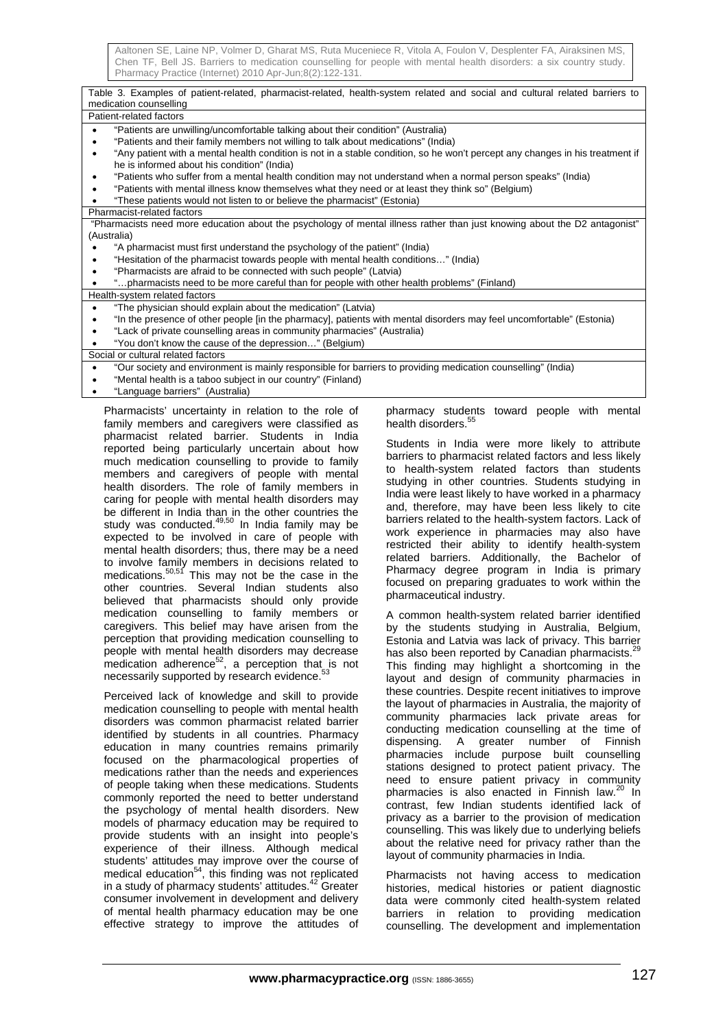Table 3. Examples of patient-related, pharmacist-related, health-system related and social and cultural related barriers to medication counselling

**Patient-related factors**

- "Patients are unwilling/uncomfortable talking about their condition" (Australia)
- "Patients and their family members not willing to talk about medications" (India)
- "Any patient with a mental health condition is not in a stable condition, so he won't percept any changes in his treatment if he is informed about his condition" (India)
- "Patients who suffer from a mental health condition may not understand when a normal person speaks" (India)
- "Patients with mental illness know themselves what they need or at least they think so" (Belgium)
- "These patients would not listen to or believe the pharmacist" (Estonia)

**Pharmacist-related factors**

"Pharmacists need more education about the psychology of mental illness rather than just knowing about the D2 antagonist" (Australia)

- "A pharmacist must first understand the psychology of the patient" (India)
- "Hesitation of the pharmacist towards people with mental health conditions…" (India)
- "Pharmacists are afraid to be connected with such people" (Latvia)
- "…pharmacists need to be more careful than for people with other health problems" (Finland)

**Health-system related factors**

- "The physician should explain about the medication" (Latvia)
- "In the presence of other people [in the pharmacy], patients with mental disorders may feel uncomfortable" (Estonia)
- "Lack of private counselling areas in community pharmacies" (Australia)
- "You don't know the cause of the depression…" (Belgium)

**Social or cultural related factors**

- "Our society and environment is mainly responsible for barriers to providing medication counselling" (India)
- "Mental health is a taboo subject in our country" (Finland)
- "Language barriers" (Australia)

Pharmacists' uncertainty in relation to the role of family members and caregivers were classified as pharmacist related barrier. Students in India reported being particularly uncertain about how much medication counselling to provide to family members and caregivers of people with mental health disorders. The role of family members in caring for people with mental health disorders may be different in India than in the other countries the study was conducted.[49,50] In India family may be expected to be involved in care of people with mental health disorders; thus, there may be a need to involve family members in decisions related to medications.[50,51] This may not be the case in the other countries. Several Indian students also believed that pharmacists should only provide medication counselling to family members or caregivers. This belief may have arisen from the perception that providing medication counselling to people with mental health disorders may decrease medication adherence[52], a perception that is not necessarily supported by research evidence.[53]

Perceived lack of knowledge and skill to provide medication counselling to people with mental health disorders was common pharmacist related barrier identified by students in all countries. Pharmacy education in many countries remains primarily focused on the pharmacological properties of medications rather than the needs and experiences of people taking when these medications. Students commonly reported the need to better understand the psychology of mental health disorders. New models of pharmacy education may be required to provide students with an insight into people's experience of their illness. Although medical students' attitudes may improve over the course of medical education[54], this finding was not replicated in a study of pharmacy students' attitudes.[42] Greater consumer involvement in development and delivery of mental health pharmacy education may be one effective strategy to improve the attitudes of pharmacy students toward people with mental health disorders.[55]

Students in India were more likely to attribute barriers to pharmacist related factors and less likely to health-system related factors than students studying in other countries. Students studying in India were least likely to have worked in a pharmacy and, therefore, may have been less likely to cite barriers related to the health-system factors. Lack of work experience in pharmacies may also have restricted their ability to identify health-system related barriers. Additionally, the Bachelor of Pharmacy degree program in India is primary focused on preparing graduates to work within the pharmaceutical industry.

A common health-system related barrier identified by the students studying in Australia, Belgium, Estonia and Latvia was lack of privacy. This barrier has also been reported by Canadian pharmacists.[29] This finding may highlight a shortcoming in the layout and design of community pharmacies in these countries. Despite recent initiatives to improve the layout of pharmacies in Australia, the majority of community pharmacies lack private areas for conducting medication counselling at the time of dispensing. A greater number of Finnish pharmacies include purpose built counselling stations designed to protect patient privacy. The need to ensure patient privacy in community pharmacies is also enacted in Finnish law.[20] In contrast, few Indian students identified lack of privacy as a barrier to the provision of medication counselling. This was likely due to underlying beliefs about the relative need for privacy rather than the layout of community pharmacies in India.

Pharmacists not having access to medication histories, medical histories or patient diagnostic data were commonly cited health-system related barriers in relation to providing medication counselling. The development and implementation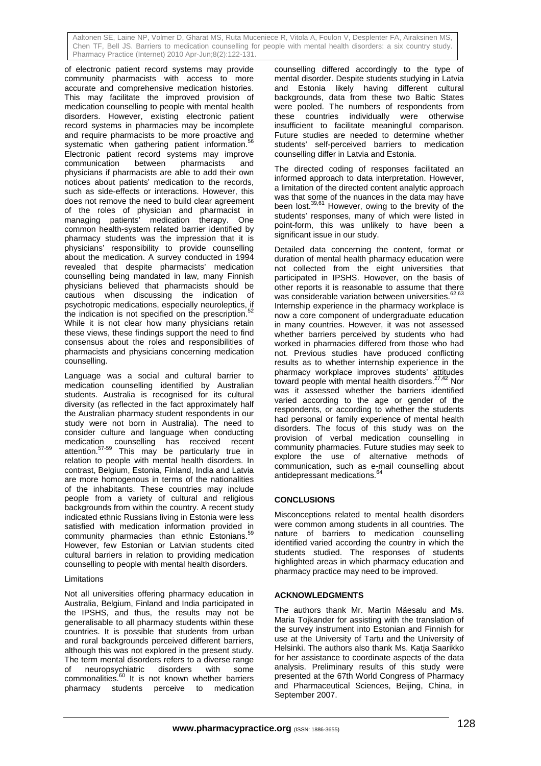of electronic patient record systems may provide community pharmacists with access to more accurate and comprehensive medication histories. This may facilitate the improved provision of medication counselling to people with mental health disorders. However, existing electronic patient record systems in pharmacies may be incomplete and require pharmacists to be more proactive and systematic when gathering patient information.[56] Electronic patient record systems may improve communication between pharmacists and physicians if pharmacists are able to add their own notices about patients' medication to the records, such as side-effects or interactions. However, this does not remove the need to build clear agreement of the roles of physician and pharmacist in managing patients' medication therapy. One common health-system related barrier identified by pharmacy students was the impression that it is physicians' responsibility to provide counselling about the medication. A survey conducted in 1994 revealed that despite pharmacists' medication counselling being mandated in law, many Finnish physicians believed that pharmacists should be cautious when discussing the indication of psychotropic medications, especially neuroleptics, if the indication is not specified on the prescription.[52] While it is not clear how many physicians retain these views, these findings support the need to find consensus about the roles and responsibilities of pharmacists and physicians concerning medication counselling.

Language was a social and cultural barrier to medication counselling identified by Australian students. Australia is recognised for its cultural diversity (as reflected in the fact approximately half the Australian pharmacy student respondents in our study were not born in Australia). The need to consider culture and language when conducting medication counselling has received recent attention.[57-59] This may be particularly true in relation to people with mental health disorders. In contrast, Belgium, Estonia, Finland, India and Latvia are more homogenous in terms of the nationalities of the inhabitants. These countries may include people from a variety of cultural and religious backgrounds from within the country. A recent study indicated ethnic Russians living in Estonia were less satisfied with medication information provided in community pharmacies than ethnic Estonians.[59] However, few Estonian or Latvian students cited cultural barriers in relation to providing medication counselling to people with mental health disorders.

Limitations

Not all universities offering pharmacy education in Australia, Belgium, Finland and India participated in the IPSHS, and thus, the results may not be generalisable to all pharmacy students within these countries. It is possible that students from urban and rural backgrounds perceived different barriers, although this was not explored in the present study. The term mental disorders refers to a diverse range of neuropsychiatric disorders with some commonalities.[60] It is not known whether barriers pharmacy students perceive to medication counselling differed accordingly to the type of mental disorder. Despite students studying in Latvia and Estonia likely having different cultural backgrounds, data from these two Baltic States were pooled. The numbers of respondents from these countries individually were otherwise insufficient to facilitate meaningful comparison. Future studies are needed to determine whether students' self-perceived barriers to medication counselling differ in Latvia and Estonia.

The directed coding of responses facilitated an informed approach to data interpretation. However, a limitation of the directed content analytic approach was that some of the nuances in the data may have been lost.[39,61] However, owing to the brevity of the students' responses, many of which were listed in point-form, this was unlikely to have been a significant issue in our study.

Detailed data concerning the content, format or duration of mental health pharmacy education were not collected from the eight universities that participated in IPSHS. However, on the basis of other reports it is reasonable to assume that there was considerable variation between universities.[62,63] Internship experience in the pharmacy workplace is now a core component of undergraduate education in many countries. However, it was not assessed whether barriers perceived by students who had worked in pharmacies differed from those who had not. Previous studies have produced conflicting results as to whether internship experience in the pharmacy workplace improves students' attitudes toward people with mental health disorders.[27,42] Nor was it assessed whether the barriers identified varied according to the age or gender of the respondents, or according to whether the students had personal or family experience of mental health disorders. The focus of this study was on the provision of verbal medication counselling in community pharmacies. Future studies may seek to explore the use of alternative methods of communication, such as e-mail counselling about antidepressant medications.[64]

## CONCLUSIONS

Misconceptions related to mental health disorders were common among students in all countries. The nature of barriers to medication counselling identified varied according the country in which the students studied. The responses of students highlighted areas in which pharmacy education and pharmacy practice may need to be improved.

## ACKNOWLEDGMENTS

The authors thank Mr. Martin Mäesalu and Ms. Maria Tojkander for assisting with the translation of the survey instrument into Estonian and Finnish for use at the University of Tartu and the University of Helsinki. The authors also thank Ms. Katja Saarikko for her assistance to coordinate aspects of the data analysis. Preliminary results of this study were presented at the 67th World Congress of Pharmacy and Pharmaceutical Sciences, Beijing, China, in September 2007.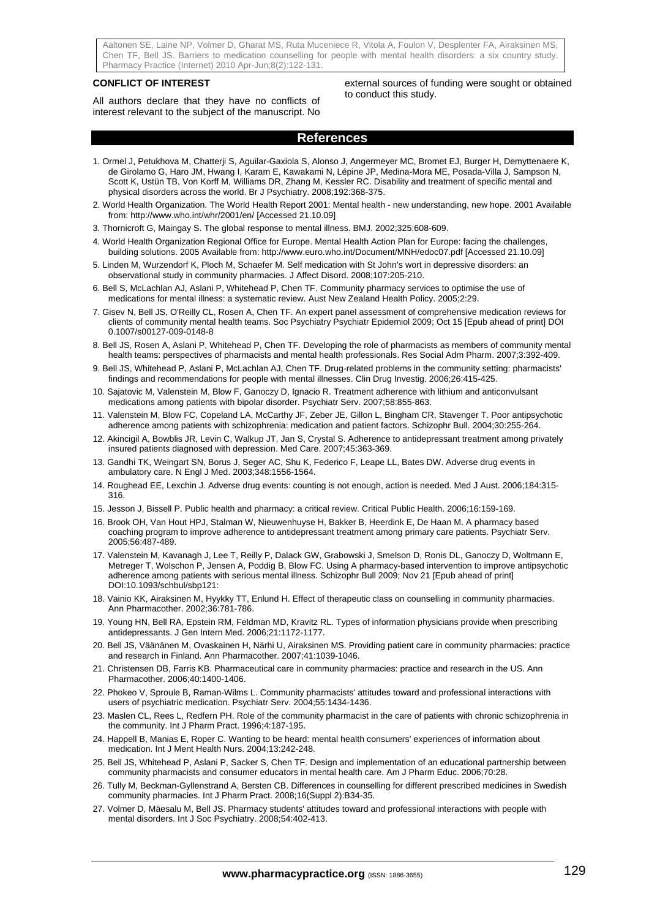**CONFLICT OF INTEREST**

All authors declare that they have no conflicts of interest relevant to the subject of the manuscript. No external sources of funding were sought or obtained to conduct this study.

## References

1. Ormel J, Petukhova M, Chatterji S, Aguilar-Gaxiola S, Alonso J, Angermeyer MC, Bromet EJ, Burger H, Demyttenaere K, de Girolamo G, Haro JM, Hwang I, Karam E, Kawakami N, Lépine JP, Medina-Mora ME, Posada-Villa J, Sampson N, Scott K, Ustün TB, Von Korff M, Williams DR, Zhang M, Kessler RC. Disability and treatment of specific mental and physical disorders across the world. Br J Psychiatry. 2008;192:368-375.
2. World Health Organization. The World Health Report 2001: Mental health - new understanding, new hope. 2001 Available from: http://www.who.int/whr/2001/en/ [Accessed 21.10.09]
3. Thornicroft G, Maingay S. The global response to mental illness. BMJ. 2002;325:608-609.
4. World Health Organization Regional Office for Europe. Mental Health Action Plan for Europe: facing the challenges, building solutions. 2005 Available from: http://www.euro.who.int/Document/MNH/edoc07.pdf [Accessed 21.10.09]
5. Linden M, Wurzendorf K, Ploch M, Schaefer M. Self medication with St John's wort in depressive disorders: an observational study in community pharmacies. J Affect Disord. 2008;107:205-210.
6. Bell S, McLachlan AJ, Aslani P, Whitehead P, Chen TF. Community pharmacy services to optimise the use of medications for mental illness: a systematic review. Aust New Zealand Health Policy. 2005;2:29.
7. Gisev N, Bell JS, O'Reilly CL, Rosen A, Chen TF. An expert panel assessment of comprehensive medication reviews for clients of community mental health teams. Soc Psychiatry Psychiatr Epidemiol 2009; Oct 15 [Epub ahead of print] DOI 0.1007/s00127-009-0148-8
8. Bell JS, Rosen A, Aslani P, Whitehead P, Chen TF. Developing the role of pharmacists as members of community mental health teams: perspectives of pharmacists and mental health professionals. Res Social Adm Pharm. 2007;3:392-409.
9. Bell JS, Whitehead P, Aslani P, McLachlan AJ, Chen TF. Drug-related problems in the community setting: pharmacists' findings and recommendations for people with mental illnesses. Clin Drug Investig. 2006;26:415-425.
10. Sajatovic M, Valenstein M, Blow F, Ganoczy D, Ignacio R. Treatment adherence with lithium and anticonvulsant medications among patients with bipolar disorder. Psychiatr Serv. 2007;58:855-863.
11. Valenstein M, Blow FC, Copeland LA, McCarthy JF, Zeber JE, Gillon L, Bingham CR, Stavenger T. Poor antipsychotic adherence among patients with schizophrenia: medication and patient factors. Schizophr Bull. 2004;30:255-264.
12. Akincigil A, Bowblis JR, Levin C, Walkup JT, Jan S, Crystal S. Adherence to antidepressant treatment among privately insured patients diagnosed with depression. Med Care. 2007;45:363-369.
13. Gandhi TK, Weingart SN, Borus J, Seger AC, Shu K, Federico F, Leape LL, Bates DW. Adverse drug events in ambulatory care. N Engl J Med. 2003;348:1556-1564.
14. Roughead EE, Lexchin J. Adverse drug events: counting is not enough, action is needed. Med J Aust. 2006;184:315-316.
15. Jesson J, Bissell P. Public health and pharmacy: a critical review. Critical Public Health. 2006;16:159-169.
16. Brook OH, Van Hout HPJ, Stalman W, Nieuwenhuyse H, Bakker B, Heerdink E, De Haan M. A pharmacy based coaching program to improve adherence to antidepressant treatment among primary care patients. Psychiatr Serv. 2005;56:487-489.
17. Valenstein M, Kavanagh J, Lee T, Reilly P, Dalack GW, Grabowski J, Smelson D, Ronis DL, Ganoczy D, Woltmann E, Metreger T, Wolschon P, Jensen A, Poddig B, Blow FC. Using A pharmacy-based intervention to improve antipsychotic adherence among patients with serious mental illness. Schizophr Bull 2009; Nov 21 [Epub ahead of print] DOI:10.1093/schbul/sbp121:
18. Vainio KK, Airaksinen M, Hyykky TT, Enlund H. Effect of therapeutic class on counselling in community pharmacies. Ann Pharmacother. 2002;36:781-786.
19. Young HN, Bell RA, Epstein RM, Feldman MD, Kravitz RL. Types of information physicians provide when prescribing antidepressants. J Gen Intern Med. 2006;21:1172-1177.
20. Bell JS, Väänänen M, Ovaskainen H, Närhi U, Airaksinen MS. Providing patient care in community pharmacies: practice and research in Finland. Ann Pharmacother. 2007;41:1039-1046.
21. Christensen DB, Farris KB. Pharmaceutical care in community pharmacies: practice and research in the US. Ann Pharmacother. 2006;40:1400-1406.
22. Phokeo V, Sproule B, Raman-Wilms L. Community pharmacists' attitudes toward and professional interactions with users of psychiatric medication. Psychiatr Serv. 2004;55:1434-1436.
23. Maslen CL, Rees L, Redfern PH. Role of the community pharmacist in the care of patients with chronic schizophrenia in the community. Int J Pharm Pract. 1996;4:187-195.
24. Happell B, Manias E, Roper C. Wanting to be heard: mental health consumers' experiences of information about medication. Int J Ment Health Nurs. 2004;13:242-248.
25. Bell JS, Whitehead P, Aslani P, Sacker S, Chen TF. Design and implementation of an educational partnership between community pharmacists and consumer educators in mental health care. Am J Pharm Educ. 2006;70:28.
26. Tully M, Beckman-Gyllenstrand A, Bersten CB. Differences in counselling for different prescribed medicines in Swedish community pharmacies. Int J Pharm Pract. 2008;16(Suppl 2):B34-35.
27. Volmer D, Mäesalu M, Bell JS. Pharmacy students' attitudes toward and professional interactions with people with mental disorders. Int J Soc Psychiatry. 2008;54:402-413.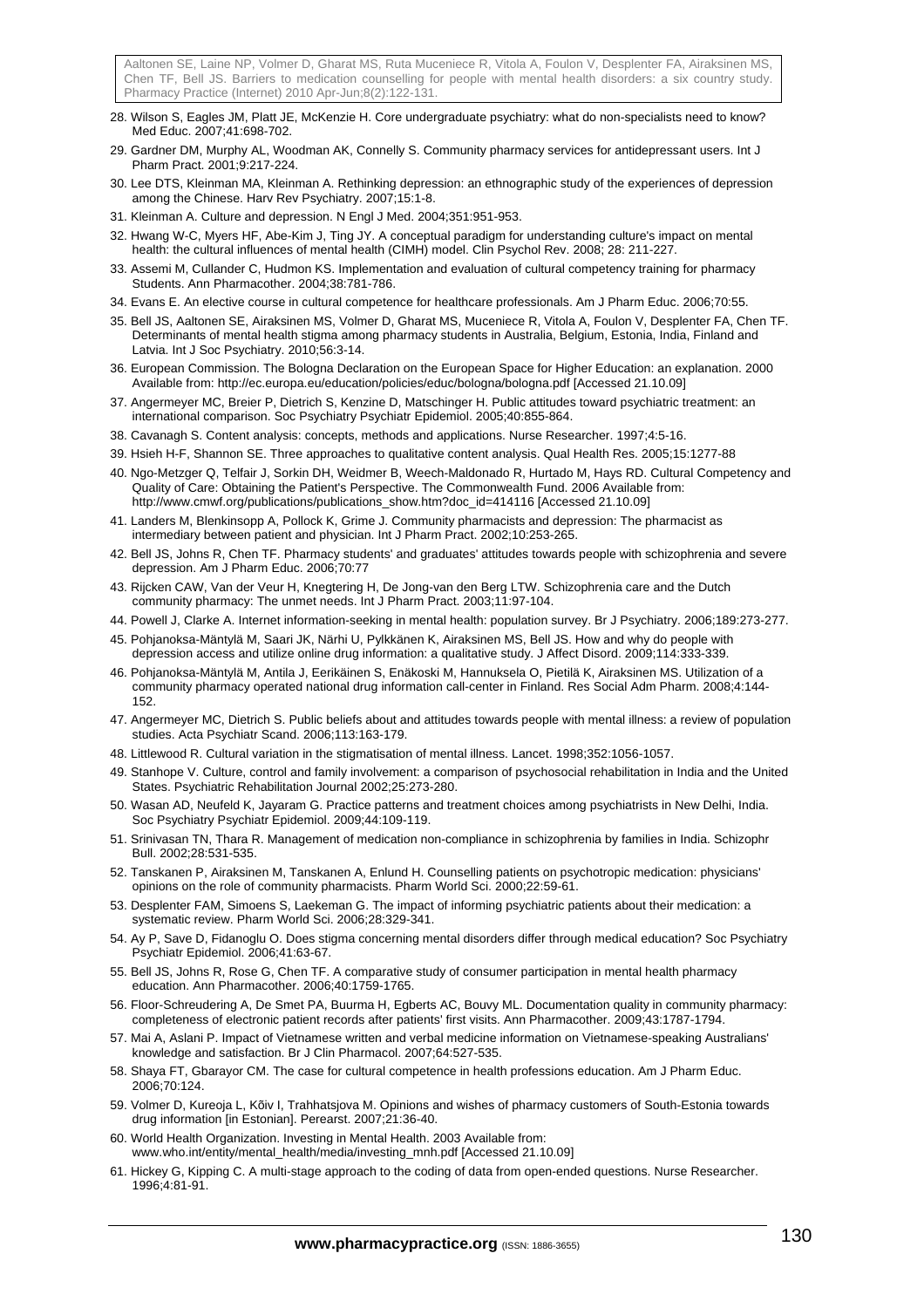28. Wilson S, Eagles JM, Platt JE, McKenzie H. Core undergraduate psychiatry: what do non-specialists need to know? Med Educ. 2007;41:698-702.
29. Gardner DM, Murphy AL, Woodman AK, Connelly S. Community pharmacy services for antidepressant users. Int J Pharm Pract. 2001;9:217-224.
30. Lee DTS, Kleinman MA, Kleinman A. Rethinking depression: an ethnographic study of the experiences of depression among the Chinese. Harv Rev Psychiatry. 2007;15:1-8.
31. Kleinman A. Culture and depression. N Engl J Med. 2004;351:951-953.
32. Hwang W-C, Myers HF, Abe-Kim J, Ting JY. A conceptual paradigm for understanding culture's impact on mental health: the cultural influences of mental health (CIMH) model. Clin Psychol Rev. 2008; 28: 211-227.
33. Assemi M, Cullander C, Hudmon KS. Implementation and evaluation of cultural competency training for pharmacy Students. Ann Pharmacother. 2004;38:781-786.
34. Evans E. An elective course in cultural competence for healthcare professionals. Am J Pharm Educ. 2006;70:55.
35. Bell JS, Aaltonen SE, Airaksinen MS, Volmer D, Gharat MS, Muceniece R, Vitola A, Foulon V, Desplenter FA, Chen TF. Determinants of mental health stigma among pharmacy students in Australia, Belgium, Estonia, India, Finland and Latvia. Int J Soc Psychiatry. 2010;56:3-14.
36. European Commission. The Bologna Declaration on the European Space for Higher Education: an explanation. 2000 Available from: http://ec.europa.eu/education/policies/educ/bologna/bologna.pdf [Accessed 21.10.09]
37. Angermeyer MC, Breier P, Dietrich S, Kenzine D, Matschinger H. Public attitudes toward psychiatric treatment: an international comparison. Soc Psychiatry Psychiatr Epidemiol. 2005;40:855-864.
38. Cavanagh S. Content analysis: concepts, methods and applications. Nurse Researcher. 1997;4:5-16.
39. Hsieh H-F, Shannon SE. Three approaches to qualitative content analysis. Qual Health Res. 2005;15:1277-88
40. Ngo-Metzger Q, Telfair J, Sorkin DH, Weidmer B, Weech-Maldonado R, Hurtado M, Hays RD. Cultural Competency and Quality of Care: Obtaining the Patient's Perspective. The Commonwealth Fund. 2006 Available from: http://www.cmwf.org/publications/publications_show.htm?doc_id=414116 [Accessed 21.10.09]
41. Landers M, Blenkinsopp A, Pollock K, Grime J. Community pharmacists and depression: The pharmacist as intermediary between patient and physician. Int J Pharm Pract. 2002;10:253-265.
42. Bell JS, Johns R, Chen TF. Pharmacy students' and graduates' attitudes towards people with schizophrenia and severe depression. Am J Pharm Educ. 2006;70:77
43. Rijcken CAW, Van der Veur H, Knegtering H, De Jong-van den Berg LTW. Schizophrenia care and the Dutch community pharmacy: The unmet needs. Int J Pharm Pract. 2003;11:97-104.
44. Powell J, Clarke A. Internet information-seeking in mental health: population survey. Br J Psychiatry. 2006;189:273-277.
45. Pohjanoksa-Mäntylä M, Saari JK, Närhi U, Pylkkänen K, Airaksinen MS, Bell JS. How and why do people with depression access and utilize online drug information: a qualitative study. J Affect Disord. 2009;114:333-339.
46. Pohjanoksa-Mäntylä M, Antila J, Eerikäinen S, Enäkoski M, Hannuksela O, Pietilä K, Airaksinen MS. Utilization of a community pharmacy operated national drug information call-center in Finland. Res Social Adm Pharm. 2008;4:144-152.
47. Angermeyer MC, Dietrich S. Public beliefs about and attitudes towards people with mental illness: a review of population studies. Acta Psychiatr Scand. 2006;113:163-179.
48. Littlewood R. Cultural variation in the stigmatisation of mental illness. Lancet. 1998;352:1056-1057.
49. Stanhope V. Culture, control and family involvement: a comparison of psychosocial rehabilitation in India and the United States. Psychiatric Rehabilitation Journal 2002;25:273-280.
50. Wasan AD, Neufeld K, Jayaram G. Practice patterns and treatment choices among psychiatrists in New Delhi, India. Soc Psychiatry Psychiatr Epidemiol. 2009;44:109-119.
51. Srinivasan TN, Thara R. Management of medication non-compliance in schizophrenia by families in India. Schizophr Bull. 2002;28:531-535.
52. Tanskanen P, Airaksinen M, Tanskanen A, Enlund H. Counselling patients on psychotropic medication: physicians' opinions on the role of community pharmacists. Pharm World Sci. 2000;22:59-61.
53. Desplenter FAM, Simoens S, Laekeman G. The impact of informing psychiatric patients about their medication: a systematic review. Pharm World Sci. 2006;28:329-341.
54. Ay P, Save D, Fidanoglu O. Does stigma concerning mental disorders differ through medical education? Soc Psychiatry Psychiatr Epidemiol. 2006;41:63-67.
55. Bell JS, Johns R, Rose G, Chen TF. A comparative study of consumer participation in mental health pharmacy education. Ann Pharmacother. 2006;40:1759-1765.
56. Floor-Schreudering A, De Smet PA, Buurma H, Egberts AC, Bouvy ML. Documentation quality in community pharmacy: completeness of electronic patient records after patients' first visits. Ann Pharmacother. 2009;43:1787-1794.
57. Mai A, Aslani P. Impact of Vietnamese written and verbal medicine information on Vietnamese-speaking Australians' knowledge and satisfaction. Br J Clin Pharmacol. 2007;64:527-535.
58. Shaya FT, Gbarayor CM. The case for cultural competence in health professions education. Am J Pharm Educ. 2006;70:124.
59. Volmer D, Kureoja L, Kõiv I, Trahhatsjova M. Opinions and wishes of pharmacy customers of South-Estonia towards drug information [in Estonian]. Perearst. 2007;21:36-40.
60. World Health Organization. Investing in Mental Health. 2003 Available from: www.who.int/entity/mental_health/media/investing_mnh.pdf [Accessed 21.10.09]
61. Hickey G, Kipping C. A multi-stage approach to the coding of data from open-ended questions. Nurse Researcher. 1996;4:81-91.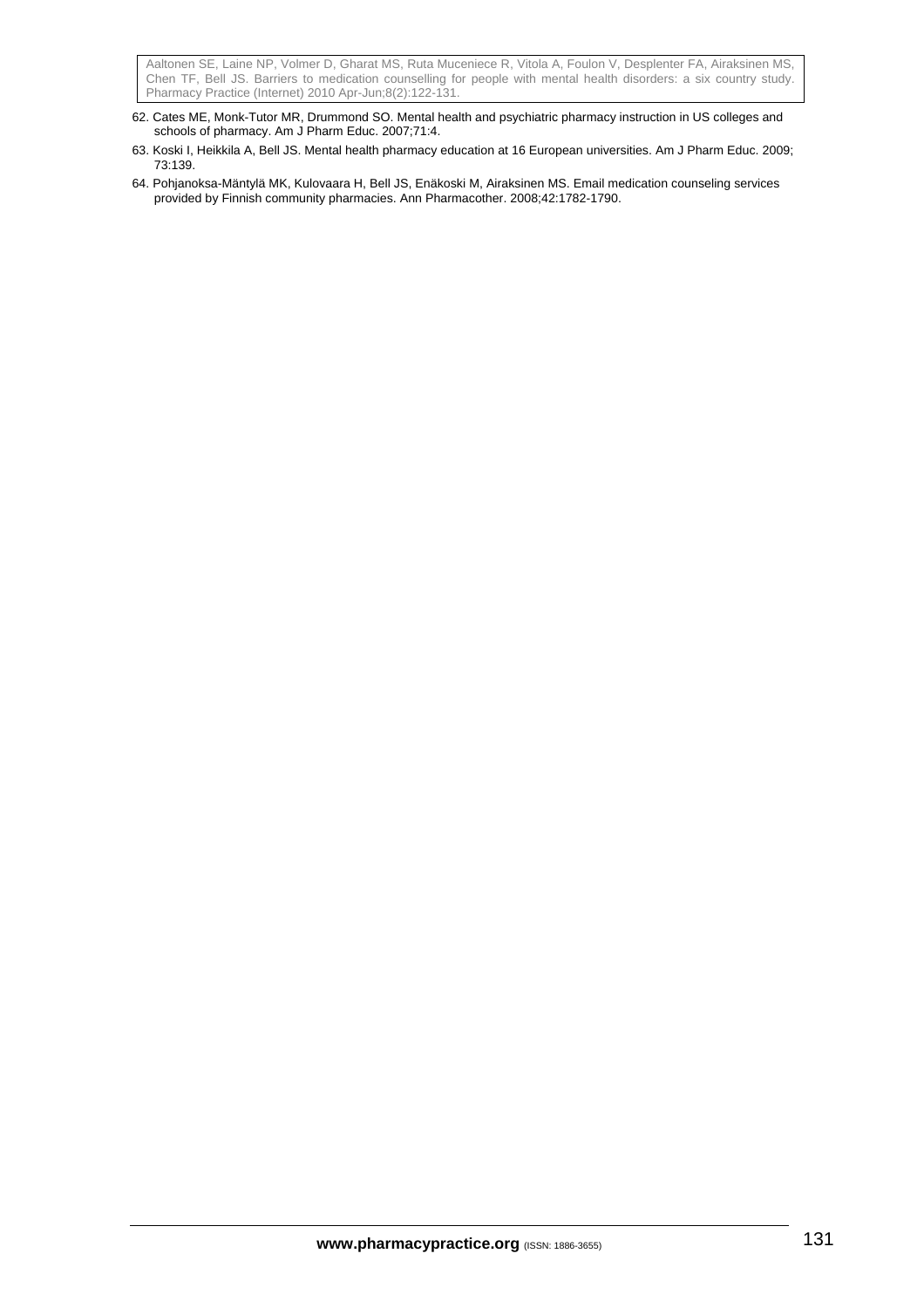62. Cates ME, Monk-Tutor MR, Drummond SO. Mental health and psychiatric pharmacy instruction in US colleges and schools of pharmacy. Am J Pharm Educ. 2007;71:4.
63. Koski I, Heikkila A, Bell JS. Mental health pharmacy education at 16 European universities. Am J Pharm Educ. 2009; 73:139.
64. Pohjanoksa-Mäntylä MK, Kulovaara H, Bell JS, Enäkoski M, Airaksinen MS. Email medication counseling services provided by Finnish community pharmacies. Ann Pharmacother. 2008;42:1782-1790.